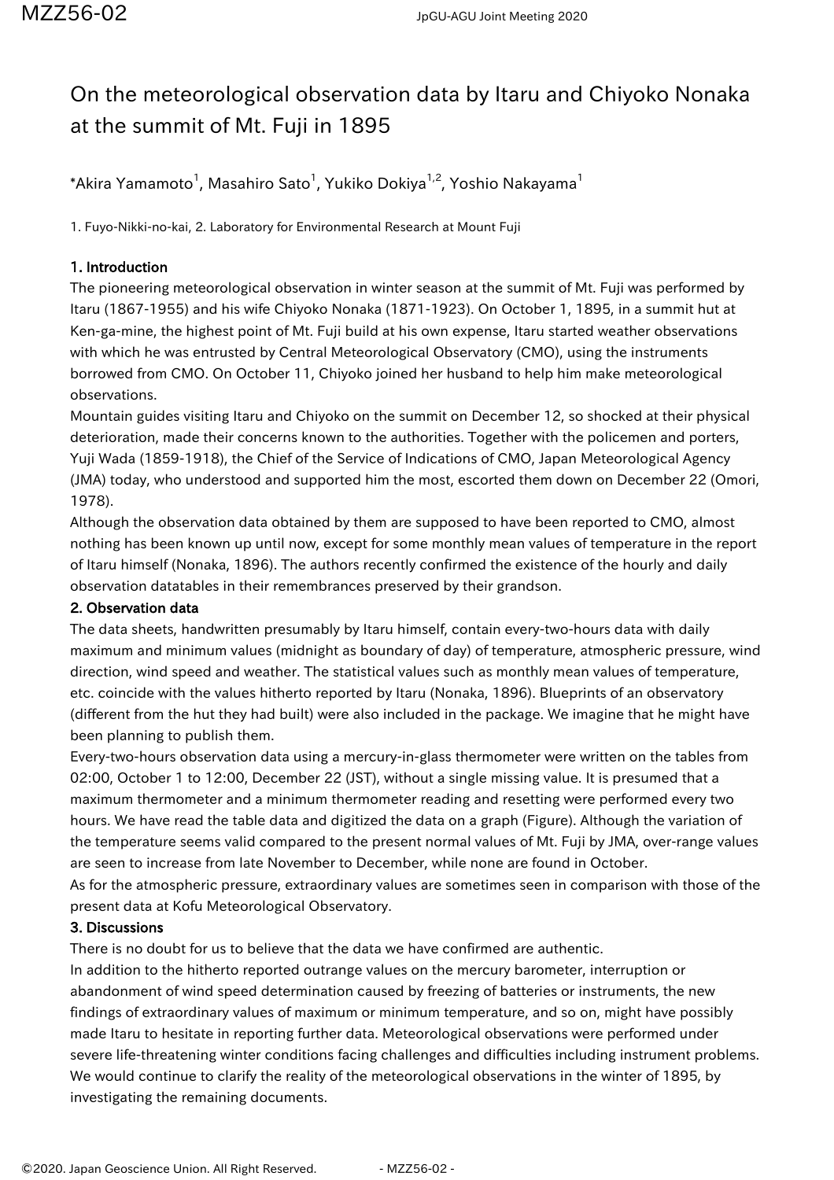# On the meteorological observation data by Itaru and Chiyoko Nonaka at the summit of Mt. Fuji in 1895

*Akira Yamamoto[1], Masahiro Sato[1], Yukiko Dokiya[1,2], Yoshio Nakayama[1]

1. Fuyo-Nikki-no-kai, 2. Laboratory for Environmental Research at Mount Fuji

## 1. Introduction

The pioneering meteorological observation in winter season at the summit of Mt. Fuji was performed by Itaru (1867-1955) and his wife Chiyoko Nonaka (1871-1923). On October 1, 1895, in a summit hut at Ken-ga-mine, the highest point of Mt. Fuji build at his own expense, Itaru started weather observations with which he was entrusted by Central Meteorological Observatory (CMO), using the instruments borrowed from CMO. On October 11, Chiyoko joined her husband to help him make meteorological observations.

Mountain guides visiting Itaru and Chiyoko on the summit on December 12, so shocked at their physical deterioration, made their concerns known to the authorities. Together with the policemen and porters, Yuji Wada (1859-1918), the Chief of the Service of Indications of CMO, Japan Meteorological Agency (JMA) today, who understood and supported him the most, escorted them down on December 22 (Omori, 1978).

Although the observation data obtained by them are supposed to have been reported to CMO, almost nothing has been known up until now, except for some monthly mean values of temperature in the report of Itaru himself (Nonaka, 1896). The authors recently confirmed the existence of the hourly and daily observation datatables in their remembrances preserved by their grandson.

## 2. Observation data

The data sheets, handwritten presumably by Itaru himself, contain every-two-hours data with daily maximum and minimum values (midnight as boundary of day) of temperature, atmospheric pressure, wind direction, wind speed and weather. The statistical values such as monthly mean values of temperature, etc. coincide with the values hitherto reported by Itaru (Nonaka, 1896). Blueprints of an observatory (different from the hut they had built) were also included in the package. We imagine that he might have been planning to publish them.

Every-two-hours observation data using a mercury-in-glass thermometer were written on the tables from 02:00, October 1 to 12:00, December 22 (JST), without a single missing value. It is presumed that a maximum thermometer and a minimum thermometer reading and resetting were performed every two hours. We have read the table data and digitized the data on a graph (Figure). Although the variation of the temperature seems valid compared to the present normal values of Mt. Fuji by JMA, over-range values are seen to increase from late November to December, while none are found in October.

As for the atmospheric pressure, extraordinary values are sometimes seen in comparison with those of the present data at Kofu Meteorological Observatory.

## 3. Discussions

There is no doubt for us to believe that the data we have confirmed are authentic.

In addition to the hitherto reported outrange values on the mercury barometer, interruption or abandonment of wind speed determination caused by freezing of batteries or instruments, the new findings of extraordinary values of maximum or minimum temperature, and so on, might have possibly made Itaru to hesitate in reporting further data. Meteorological observations were performed under severe life-threatening winter conditions facing challenges and difficulties including instrument problems. We would continue to clarify the reality of the meteorological observations in the winter of 1895, by investigating the remaining documents.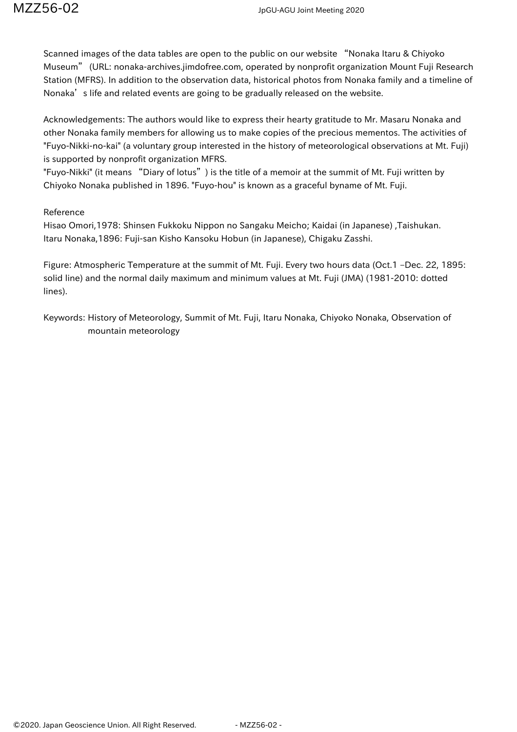Scanned images of the data tables are open to the public on our website “Nonaka Itaru & Chiyoko Museum” (URL: nonaka-archives.jimdofree.com, operated by nonprofit organization Mount Fuji Research Station (MFRS). In addition to the observation data, historical photos from Nonaka family and a timeline of Nonaka’s life and related events are going to be gradually released on the website.

Acknowledgements: The authors would like to express their hearty gratitude to Mr. Masaru Nonaka and other Nonaka family members for allowing us to make copies of the precious mementos. The activities of "Fuyo-Nikki-no-kai" (a voluntary group interested in the history of meteorological observations at Mt. Fuji) is supported by nonprofit organization MFRS.
"Fuyo-Nikki" (it means “Diary of lotus”) is the title of a memoir at the summit of Mt. Fuji written by Chiyoko Nonaka published in 1896. "Fuyo-hou" is known as a graceful byname of Mt. Fuji.

Reference

Hisao Omori,1978: Shinsen Fukkoku Nippon no Sangaku Meicho; Kaidai (in Japanese) ,Taishukan.
Itaru Nonaka,1896: Fuji-san Kisho Kansoku Hobun (in Japanese), Chigaku Zasshi.

Figure: Atmospheric Temperature at the summit of Mt. Fuji. Every two hours data (Oct.1 –Dec. 22, 1895: solid line) and the normal daily maximum and minimum values at Mt. Fuji (JMA) (1981-2010: dotted lines).

Keywords: History of Meteorology, Summit of Mt. Fuji, Itaru Nonaka, Chiyoko Nonaka, Observation of mountain meteorology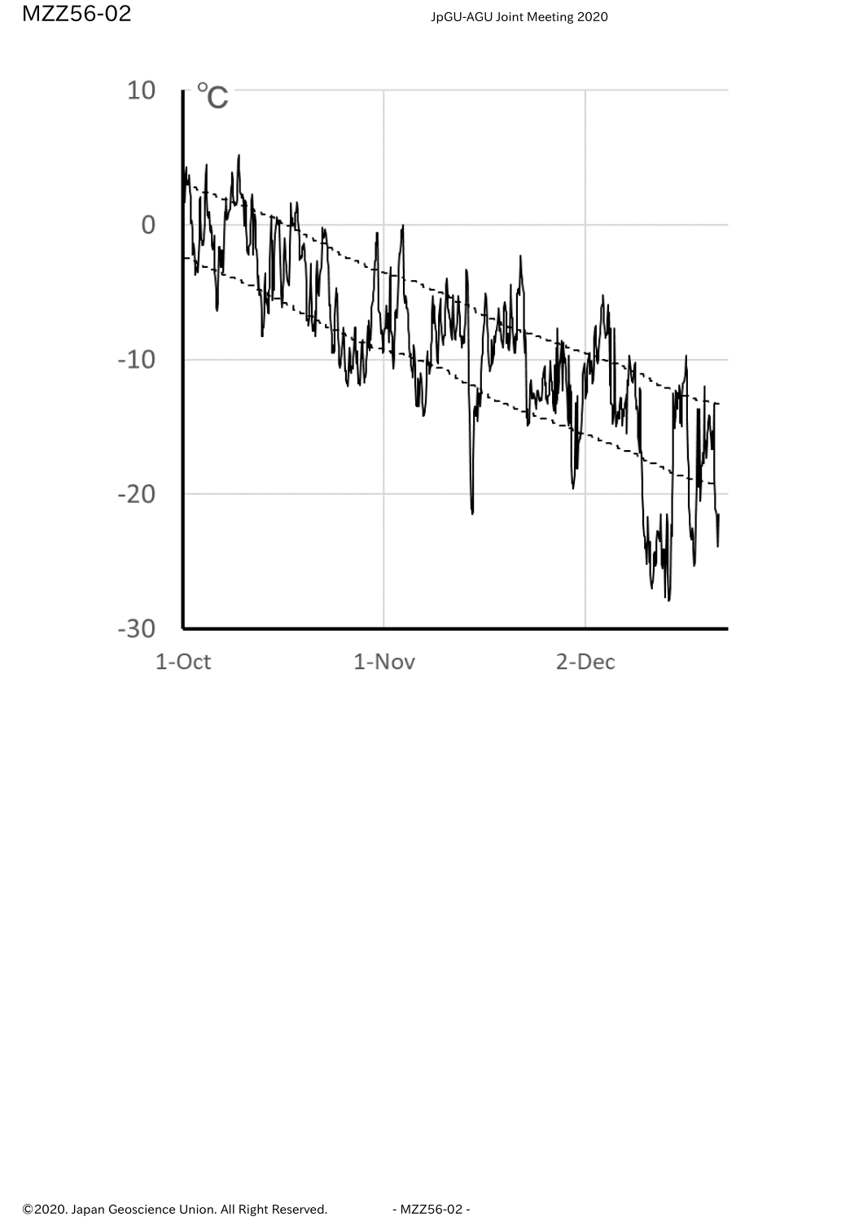10
°C
0
-10
-20
-30
1-Oct
1-Nov
2-Dec